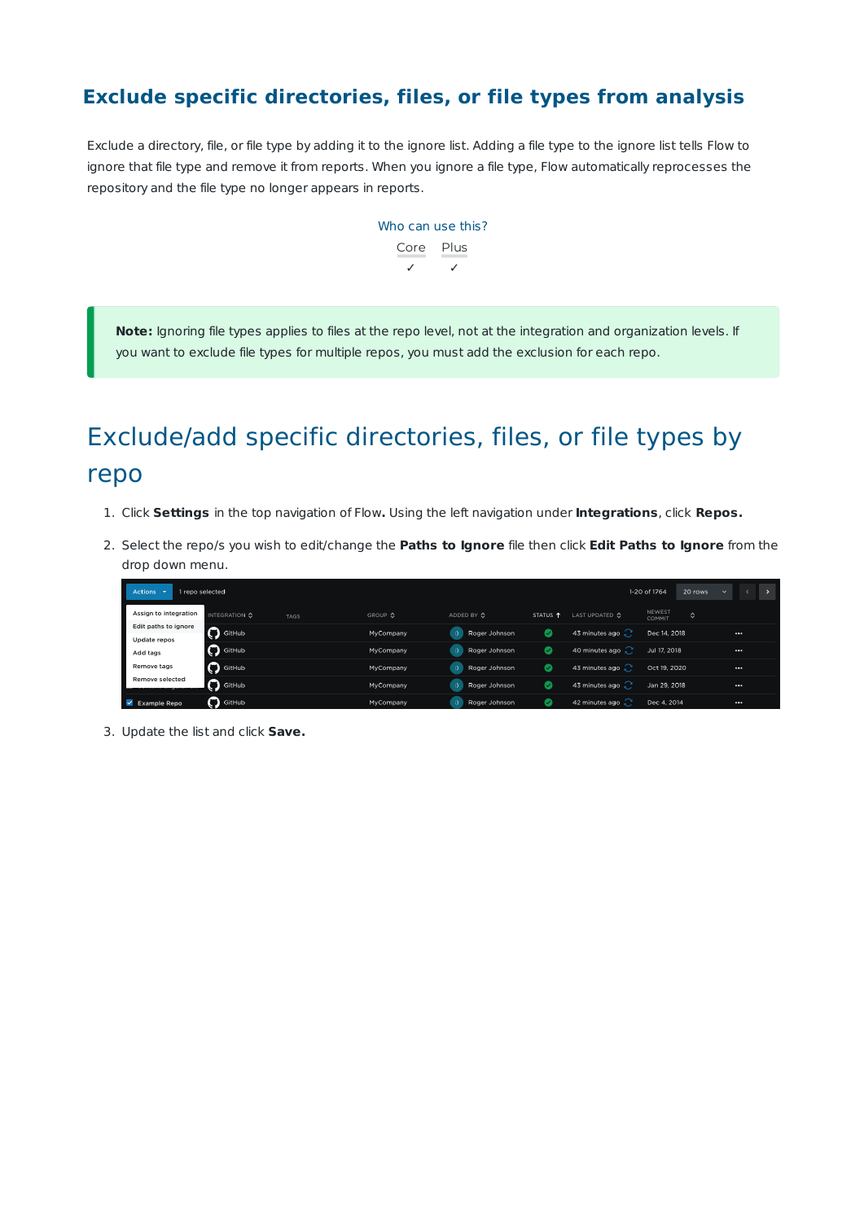# Exclude specific directories, files, or file types from analysis

Exclude a directory, file, or file type by adding it to the ignore list. Adding a file type to the ignore list tells Flow to ignore that file type and remove it from reports. When you ignore a file type, Flow automatically reprocesses the repository and the file type no longer appears in reports.

Who can use this?

| Core | Plus |
| --- | --- |
| ✓ | ✓ |

**Note:** Ignoring file types applies to files at the repo level, not at the integration and organization levels. If you want to exclude file types for multiple repos, you must add the exclusion for each repo.

## Exclude/add specific directories, files, or file types by repo

1. Click **Settings** in the top navigation of Flow**.** Using the left navigation under **Integrations**, click **Repos.**
2. Select the repo/s you wish to edit/change the **Paths to Ignore** file then click **Edit Paths to Ignore** from the drop down menu.
3. Update the list and click **Save.**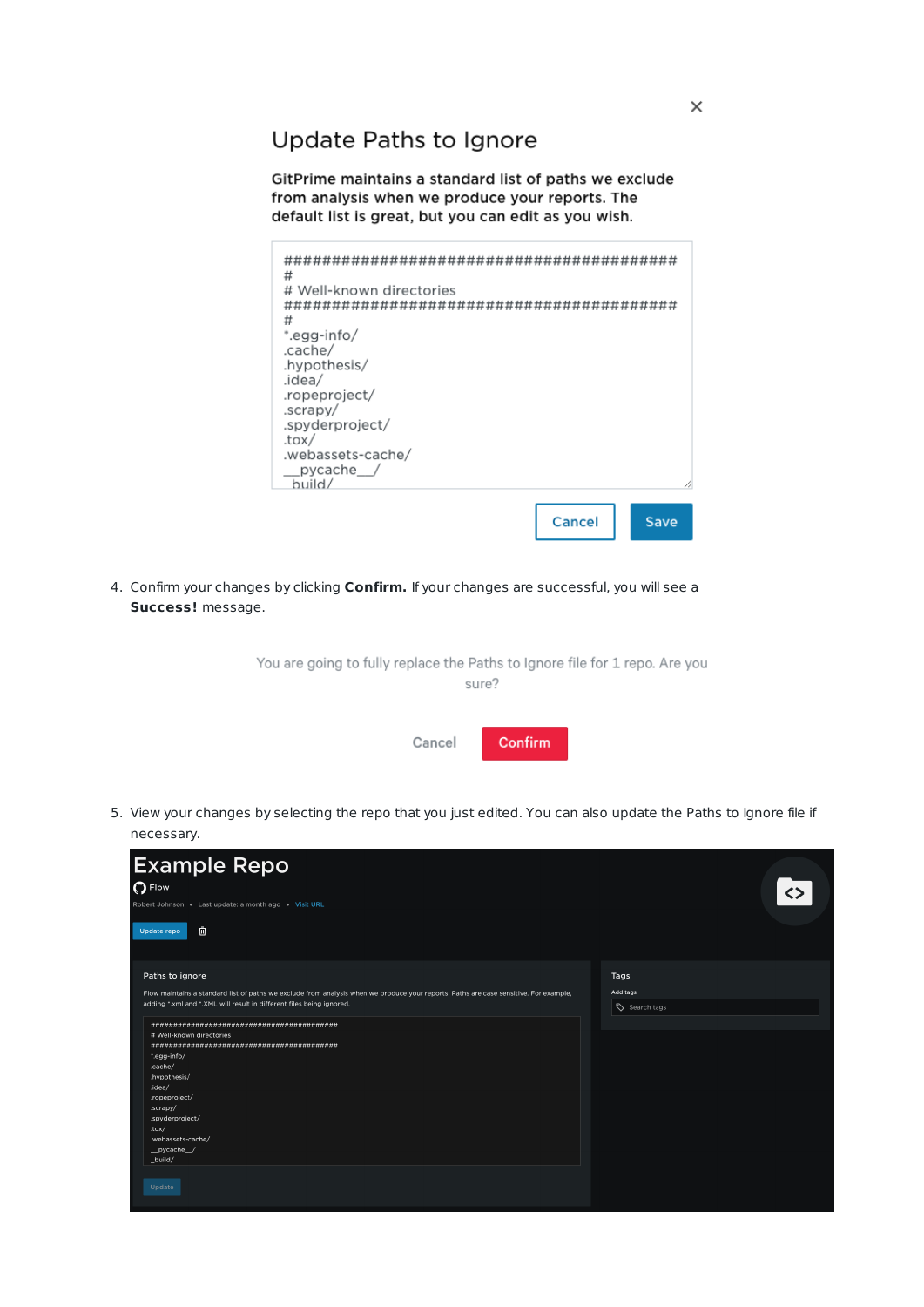×

## Update Paths to Ignore

**GitPrime maintains a standard list of paths we exclude from analysis when we produce your reports. The default list is great, but you can edit as you wish.**

```
##########################################
#
# Well-known directories
##########################################
#
*.egg-info/
.cache/
.hypothesis/
.idea/
.ropeproject/
.scrapy/
.spyderproject/
.tox/
.webassets-cache/
__pycache__/
_build/
```

Cancel Save

4. Confirm your changes by clicking **Confirm.** If your changes are successful, you will see a **Success!** message.

You are going to fully replace the Paths to Ignore file for 1 repo. Are you sure?

Cancel Confirm

5. View your changes by selecting the repo that you just edited. You can also update the Paths to Ignore file if necessary.

# Example Repo

Flow

Robert Johnson • Last update: a month ago • Visit URL

Update repo

**Paths to ignore**

Flow maintains a standard list of paths we exclude from analysis when we produce your reports. Paths are case sensitive. For example, adding *.xml and *.XML will result in different files being ignored.

```
############################################
# Well-known directories
############################################
*.egg-info/
.cache/
.hypothesis/
.idea/
.ropeproject/
.scrapy/
.spyderproject/
.tox/
.webassets-cache/
__pycache__/
_build/
```

Update

**Tags**

Add tags

Search tags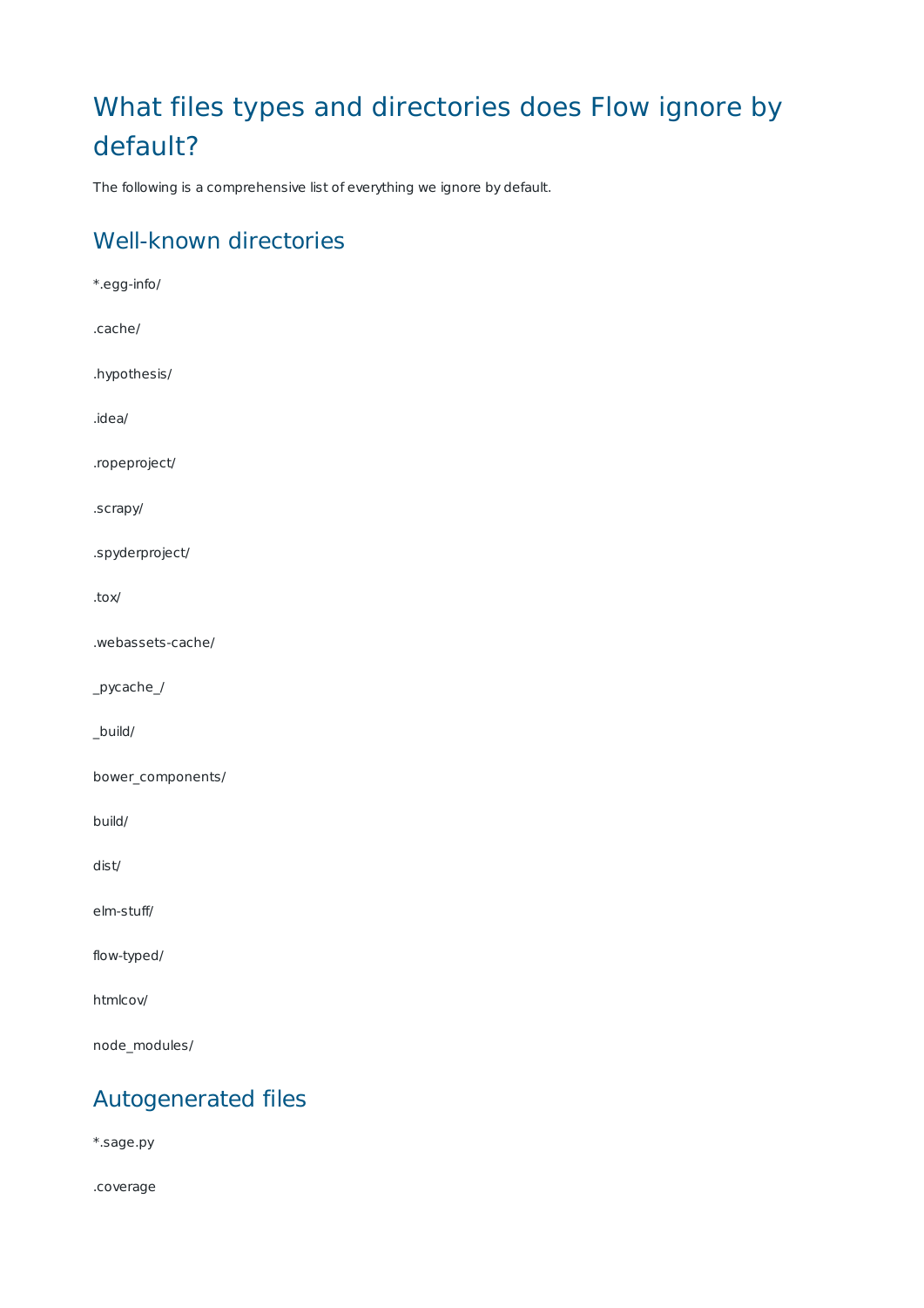# What files types and directories does Flow ignore by default?

The following is a comprehensive list of everything we ignore by default.

## Well-known directories

*.egg-info/

.cache/

.hypothesis/

.idea/

.ropeproject/

.scrapy/

.spyderproject/

.tox/

.webassets-cache/

_pycache_/

_build/

bower_components/

build/

dist/

elm-stuff/

flow-typed/

htmlcov/

node_modules/

## Autogenerated files

*.sage.py

.coverage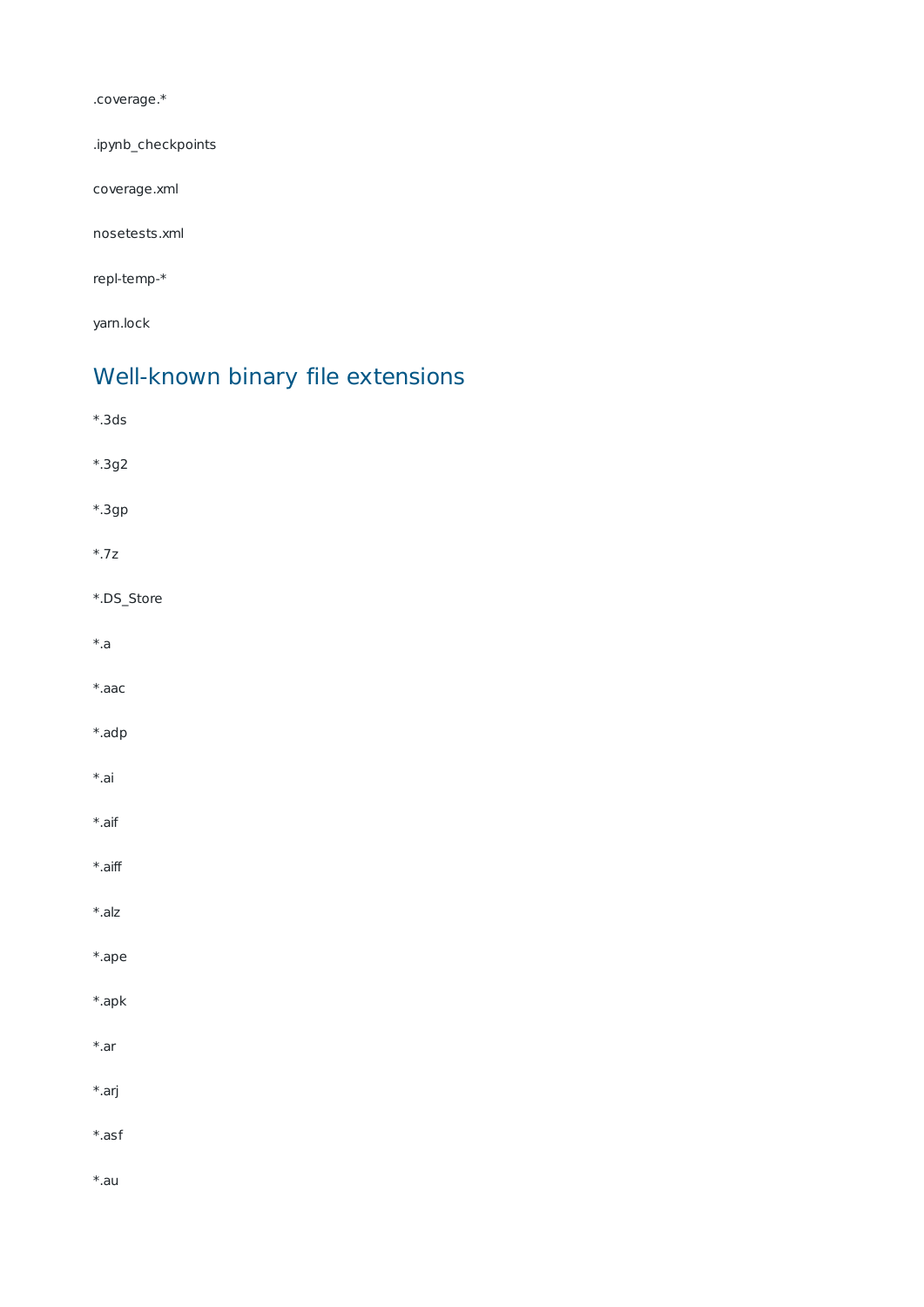.coverage.*

.ipynb_checkpoints

coverage.xml

nosetests.xml

repl-temp-*

yarn.lock

## Well-known binary file extensions

*.3ds

*.3g2

*.3gp

*.7z

*.DS_Store

*.a

*.aac

*.adp

*.ai

*.aif

*.aiff

*.alz

*.ape

*.apk

*.ar

*.arj

*.asf

*.au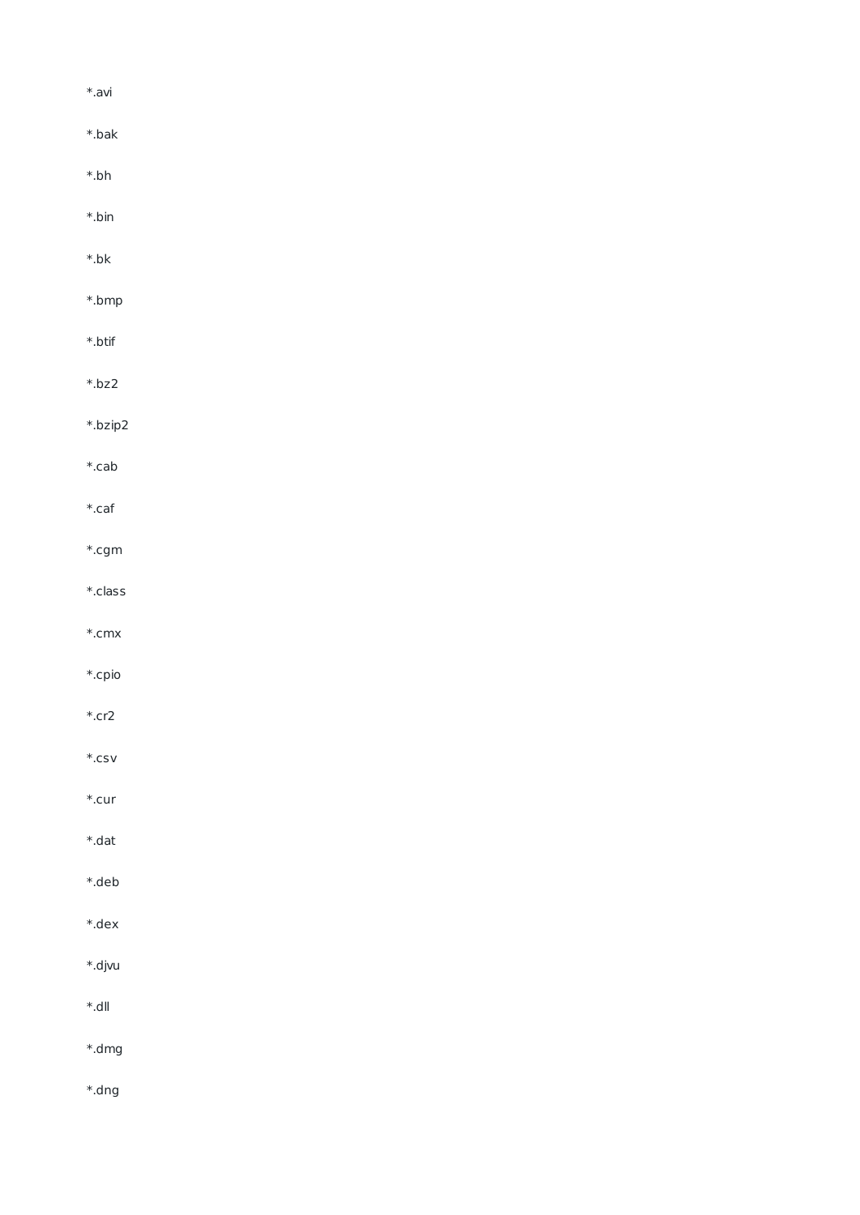*.avi

*.bak

*.bh

*.bin

*.bk

*.bmp

*.btif

*.bz2

*.bzip2

*.cab

*.caf

*.cgm

*.class

*.cmx

*.cpio

*.cr2

*.csv

*.cur

*.dat

*.deb

*.dex

*.djvu

*.dll

*.dmg

*.dng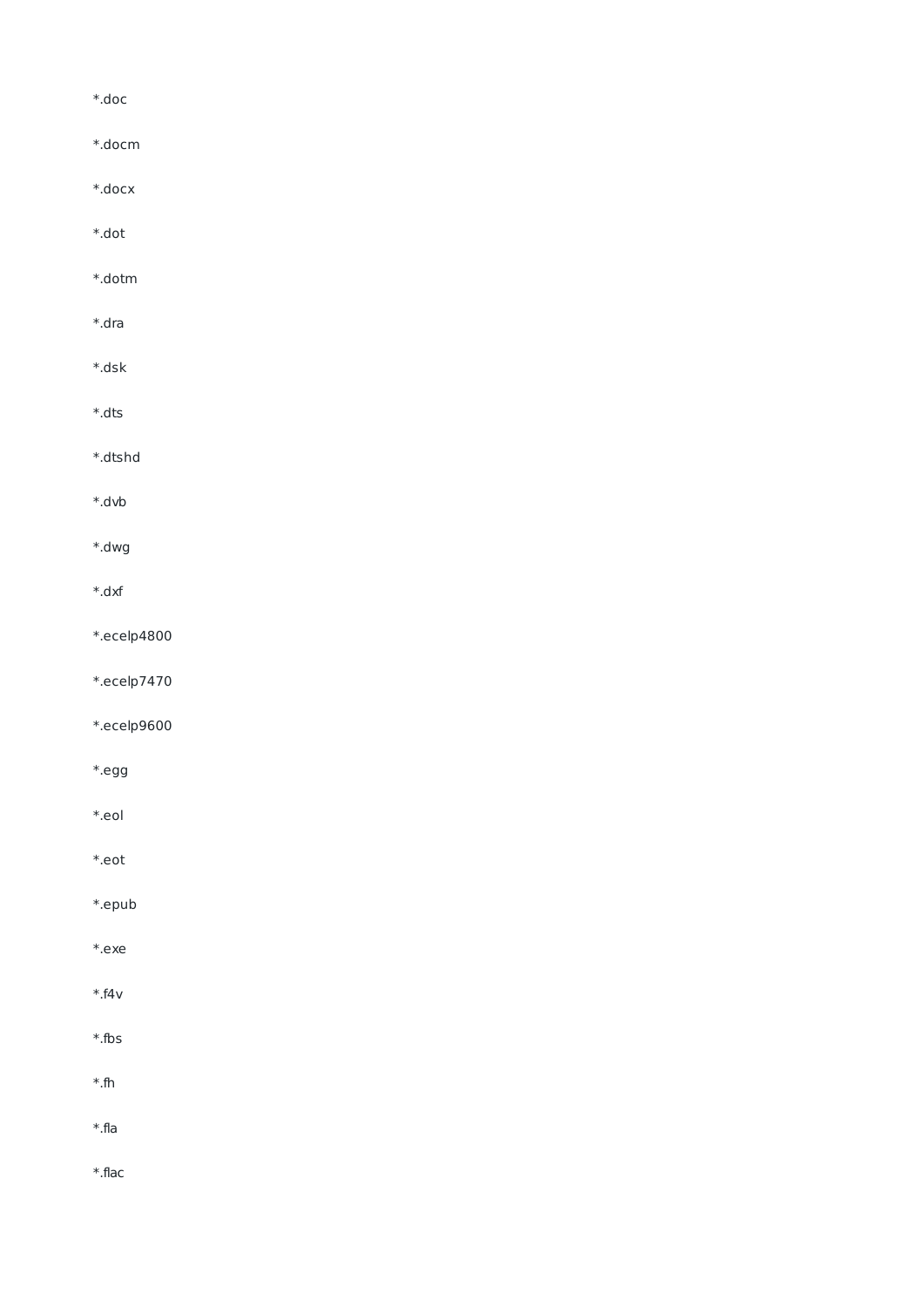*.doc

*.docm

*.docx

*.dot

*.dotm

*.dra

*.dsk

*.dts

*.dtshd

*.dvb

*.dwg

*.dxf

*.ecelp4800

*.ecelp7470

*.ecelp9600

*.egg

*.eol

*.eot

*.epub

*.exe

*.f4v

*.fbs

*.fh

*.fla

*.flac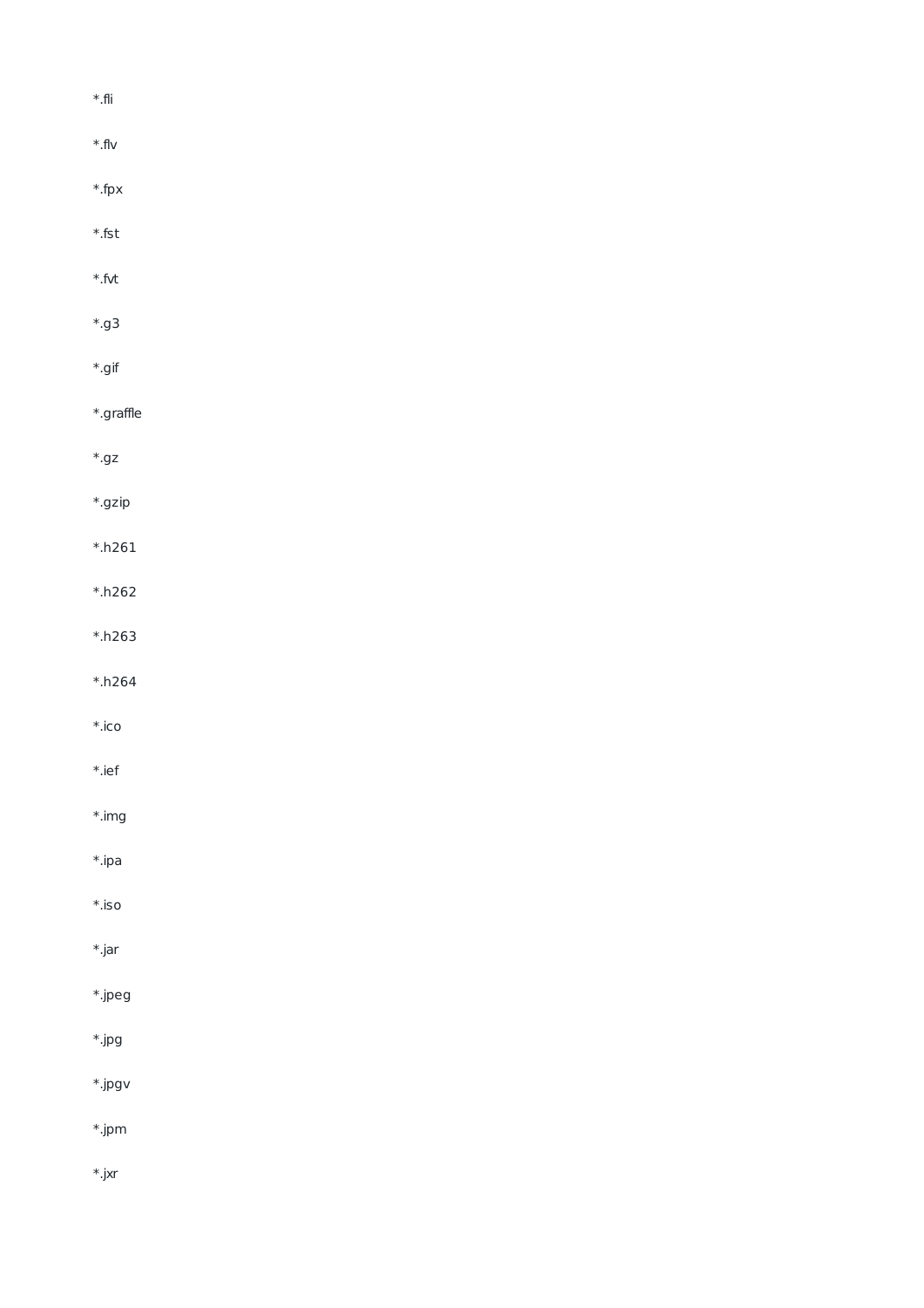*.fli

*.flv

*.fpx

*.fst

*.fvt

*.g3

*.gif

*.graffle

*.gz

*.gzip

*.h261

*.h262

*.h263

*.h264

*.ico

*.ief

*.img

*.ipa

*.iso

*.jar

*.jpeg

*.jpg

*.jpgv

*.jpm

*.jxr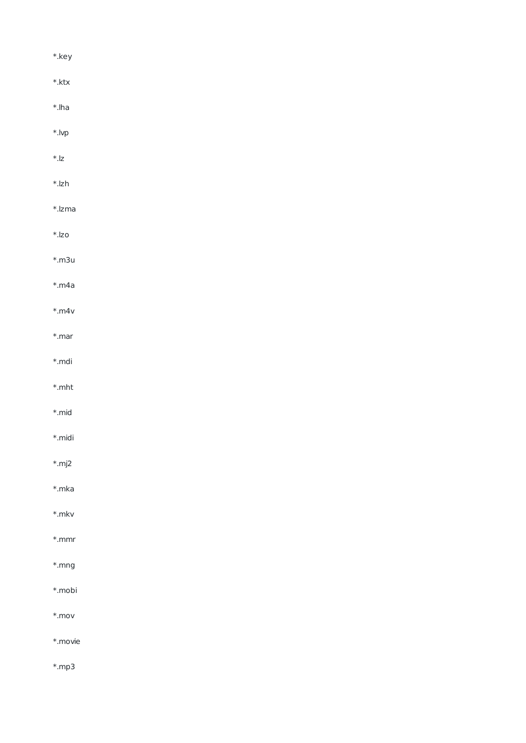*.key

*.ktx

*.lha

*.lvp

*.lz

*.lzh

*.lzma

*.lzo

*.m3u

*.m4a

*.m4v

*.mar

*.mdi

*.mht

*.mid

*.midi

*.mj2

*.mka

*.mkv

*.mmr

*.mng

*.mobi

*.mov

*.movie

*.mp3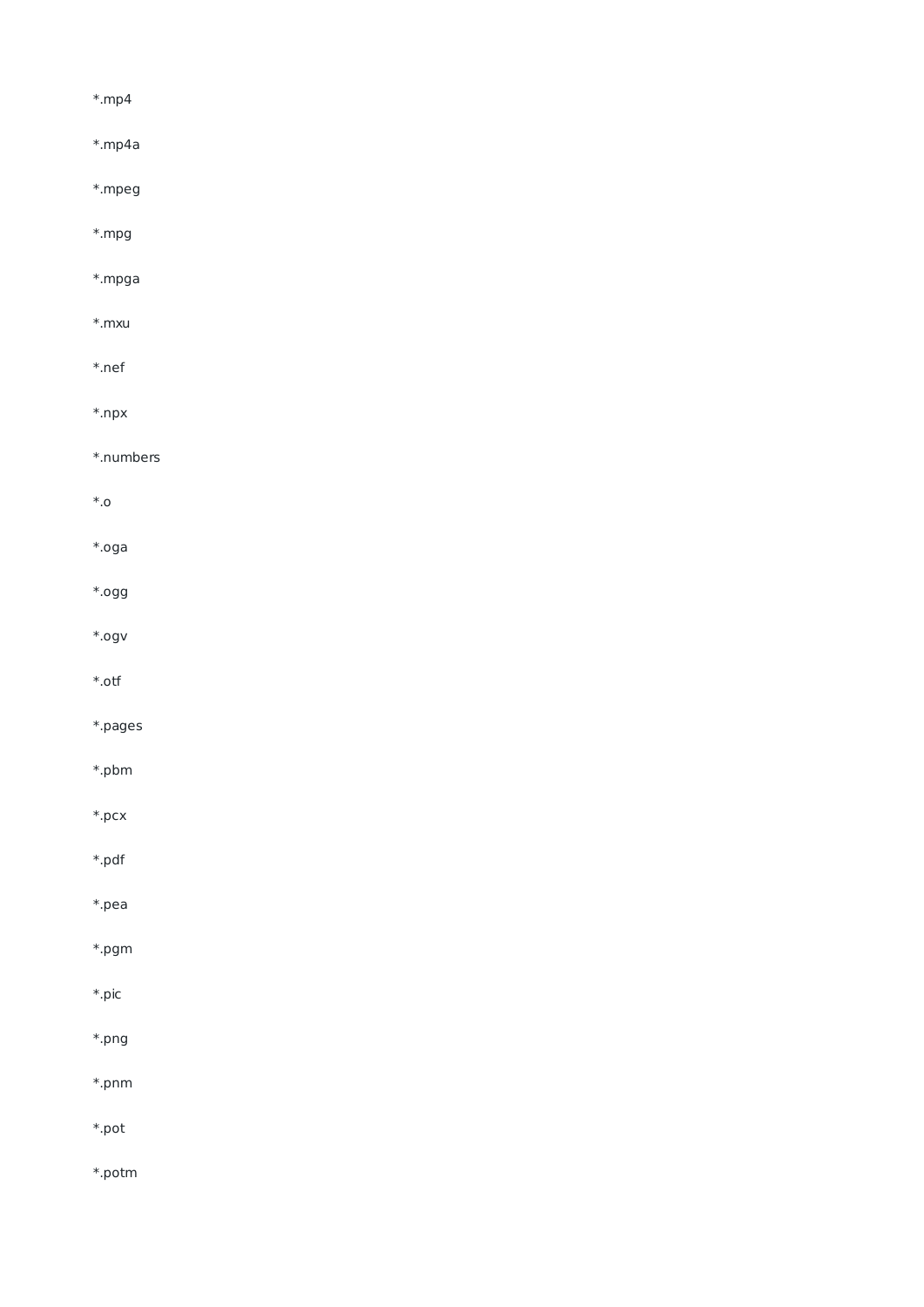*.mp4

*.mp4a

*.mpeg

*.mpg

*.mpga

*.mxu

*.nef

*.npx

*.numbers

*.o

*.oga

*.ogg

*.ogv

*.otf

*.pages

*.pbm

*.pcx

*.pdf

*.pea

*.pgm

*.pic

*.png

*.pnm

*.pot

*.potm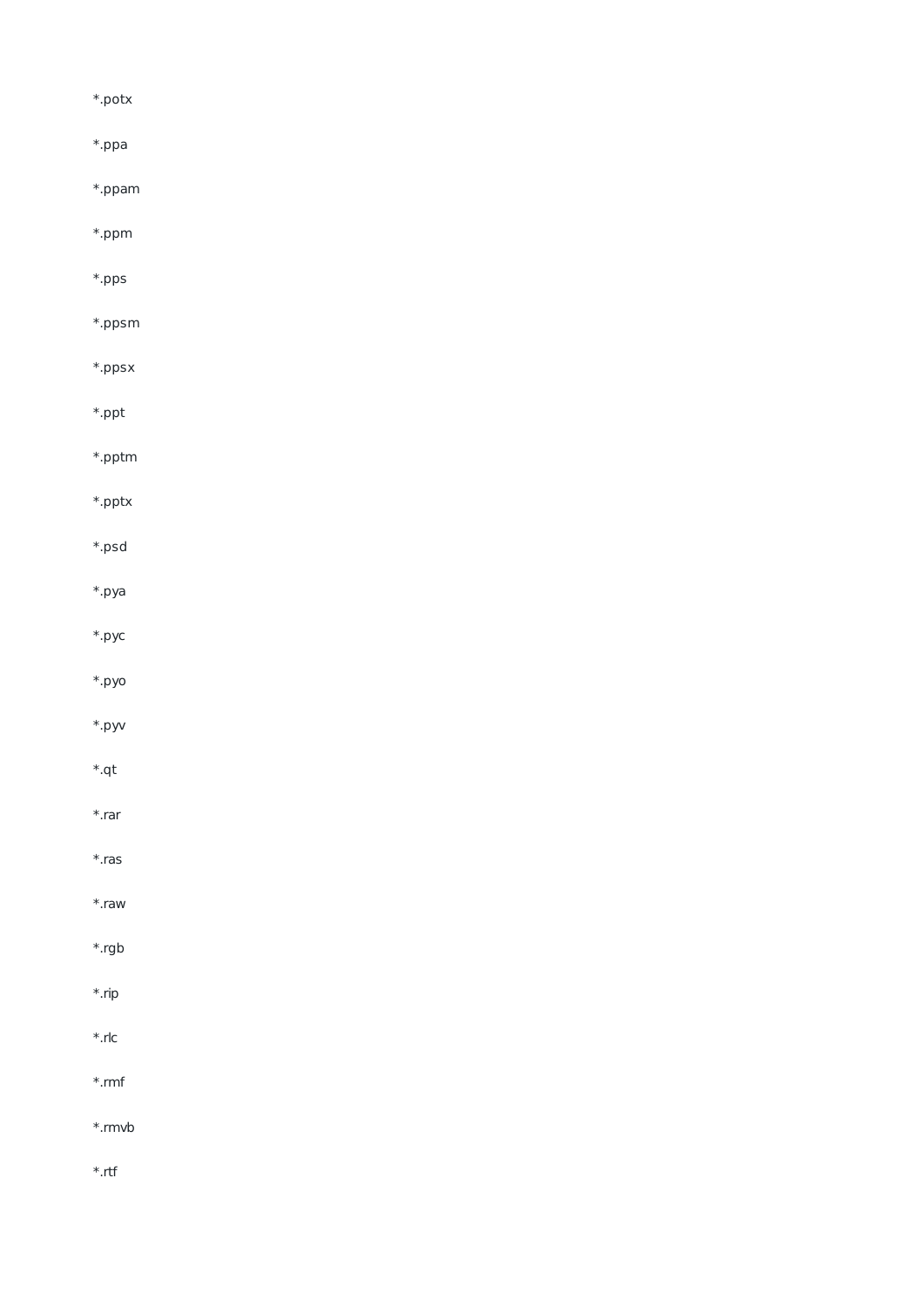*.potx

*.ppa

*.ppam

*.ppm

*.pps

*.ppsm

*.ppsx

*.ppt

*.pptm

*.pptx

*.psd

*.pya

*.pyc

*.pyo

*.pyv

*.qt

*.rar

*.ras

*.raw

*.rgb

*.rip

*.rlc

*.rmf

*.rmvb

*.rtf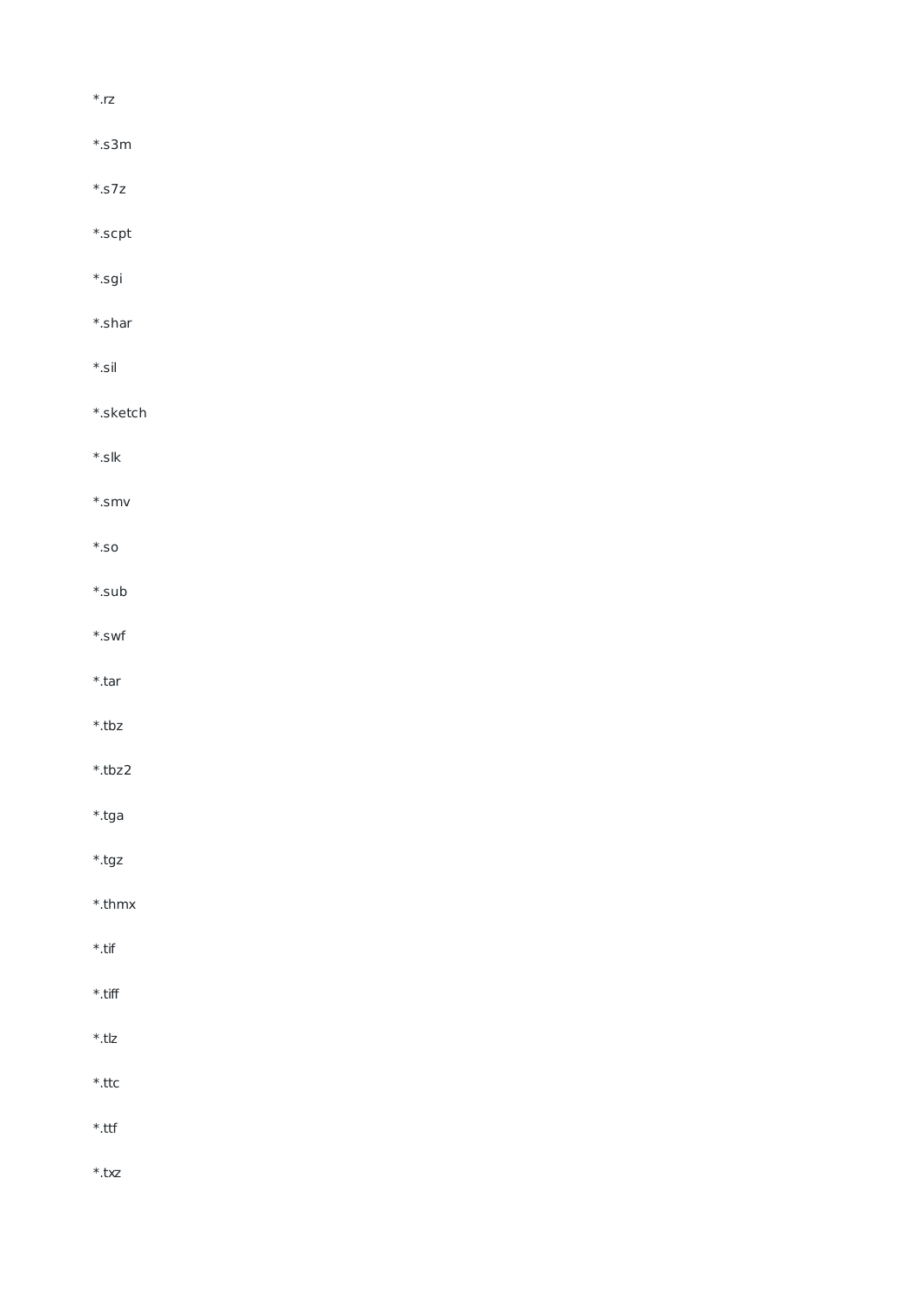*.rz

*.s3m

*.s7z

*.scpt

*.sgi

*.shar

*.sil

*.sketch

*.slk

*.smv

*.so

*.sub

*.swf

*.tar

*.tbz

*.tbz2

*.tga

*.tgz

*.thmx

*.tif

*.tiff

*.tlz

*.ttc

*.ttf

*.txz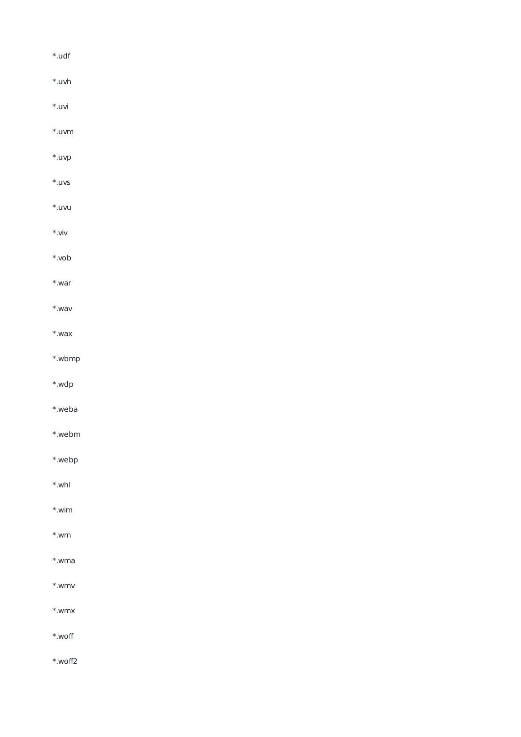*.udf

*.uvh

*.uvi

*.uvm

*.uvp

*.uvs

*.uvu

*.viv

*.vob

*.war

*.wav

*.wax

*.wbmp

*.wdp

*.weba

*.webm

*.webp

*.whl

*.wim

*.wm

*.wma

*.wmv

*.wmx

*.woff

*.woff2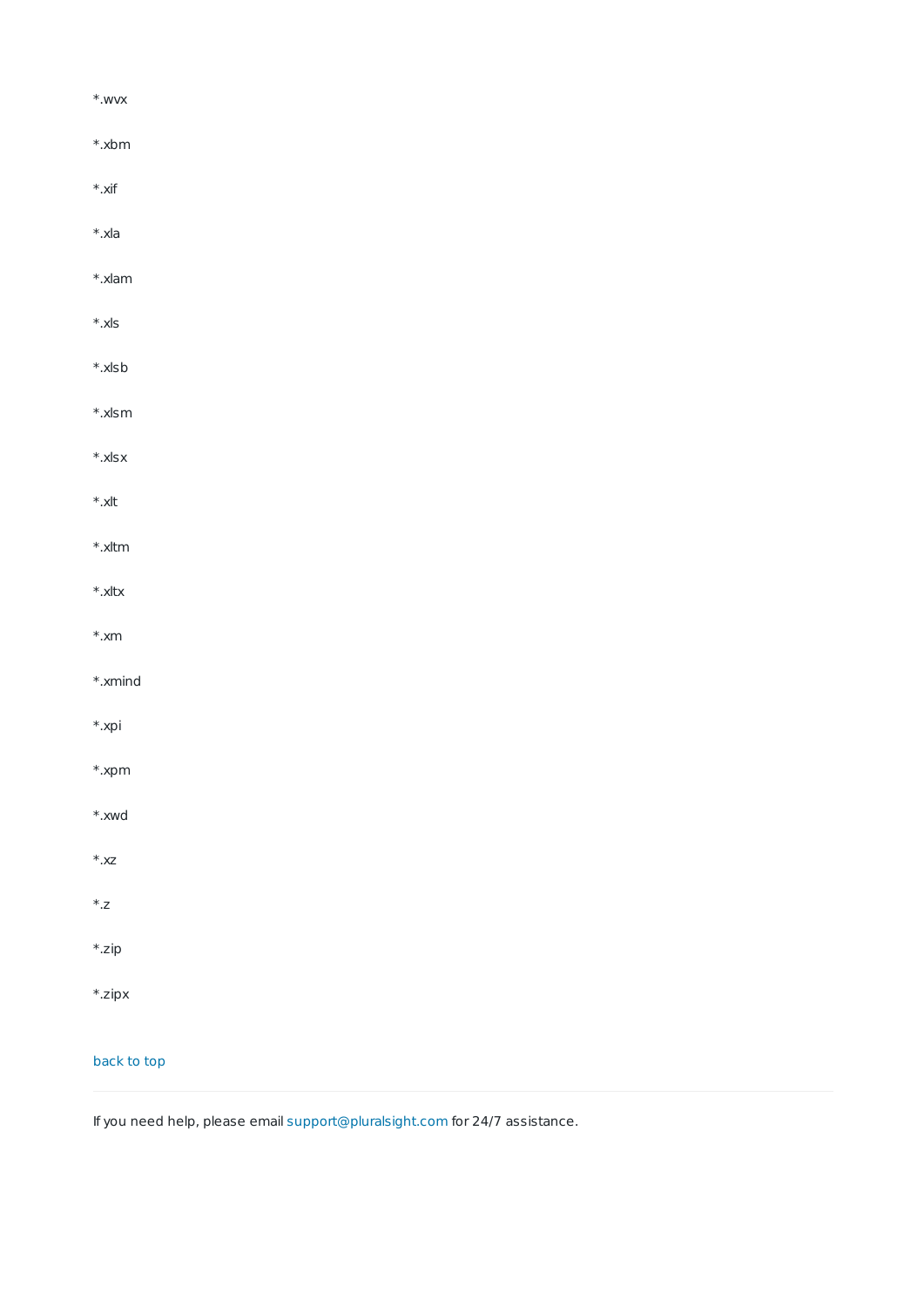*.wvx

*.xbm

*.xif

*.xla

*.xlam

*.xls

*.xlsb

*.xlsm

*.xlsx

*.xlt

*.xltm

*.xltx

*.xm

*.xmind

*.xpi

*.xpm

*.xwd

*.xz

*.z

*.zip

*.zipx

back to top

---

If you need help, please email support@pluralsight.com for 24/7 assistance.